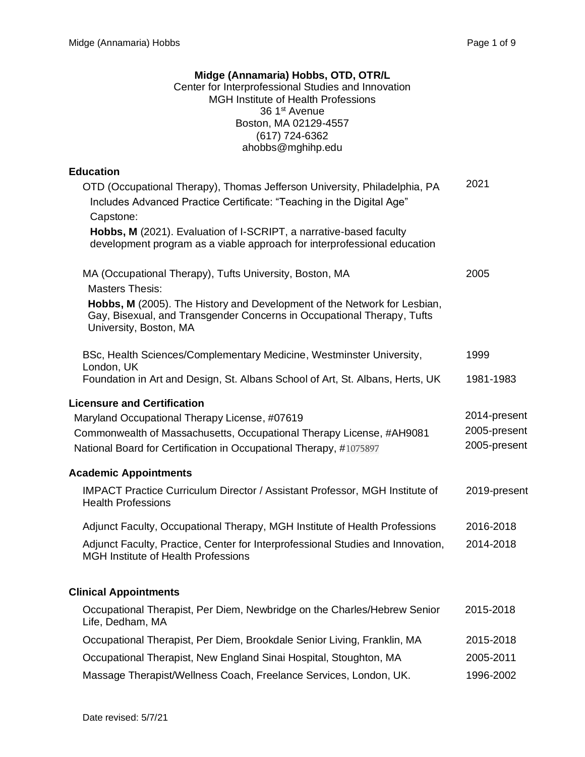# Midge (Annamaria) Hobbs, OTD, OTR/L

Center for Interprofessional Studies and Innovation
MGH Institute of Health Professions
36 1st Avenue
Boston, MA 02129-4557
(617) 724-6362
ahobbs@mghihp.edu

## Education

OTD (Occupational Therapy), Thomas Jefferson University, Philadelphia, PA — 2021

Includes Advanced Practice Certificate: "Teaching in the Digital Age"

Capstone:

**Hobbs, M** (2021). Evaluation of I-SCRIPT, a narrative-based faculty development program as a viable approach for interprofessional education

MA (Occupational Therapy), Tufts University, Boston, MA — 2005

Masters Thesis:

**Hobbs, M** (2005). The History and Development of the Network for Lesbian, Gay, Bisexual, and Transgender Concerns in Occupational Therapy, Tufts University, Boston, MA

BSc, Health Sciences/Complementary Medicine, Westminster University, London, UK — 1999

Foundation in Art and Design, St. Albans School of Art, St. Albans, Herts, UK — 1981-1983

## Licensure and Certification

Maryland Occupational Therapy License, #07619 — 2014-present

Commonwealth of Massachusetts, Occupational Therapy License, #AH9081 — 2005-present

National Board for Certification in Occupational Therapy, #1075897 — 2005-present

## Academic Appointments

IMPACT Practice Curriculum Director / Assistant Professor, MGH Institute of Health Professions — 2019-present

Adjunct Faculty, Occupational Therapy, MGH Institute of Health Professions — 2016-2018

Adjunct Faculty, Practice, Center for Interprofessional Studies and Innovation, MGH Institute of Health Professions — 2014-2018

## Clinical Appointments

Occupational Therapist, Per Diem, Newbridge on the Charles/Hebrew Senior Life, Dedham, MA — 2015-2018

Occupational Therapist, Per Diem, Brookdale Senior Living, Franklin, MA — 2015-2018

Occupational Therapist, New England Sinai Hospital, Stoughton, MA — 2005-2011

Massage Therapist/Wellness Coach, Freelance Services, London, UK. — 1996-2002

Date revised: 5/7/21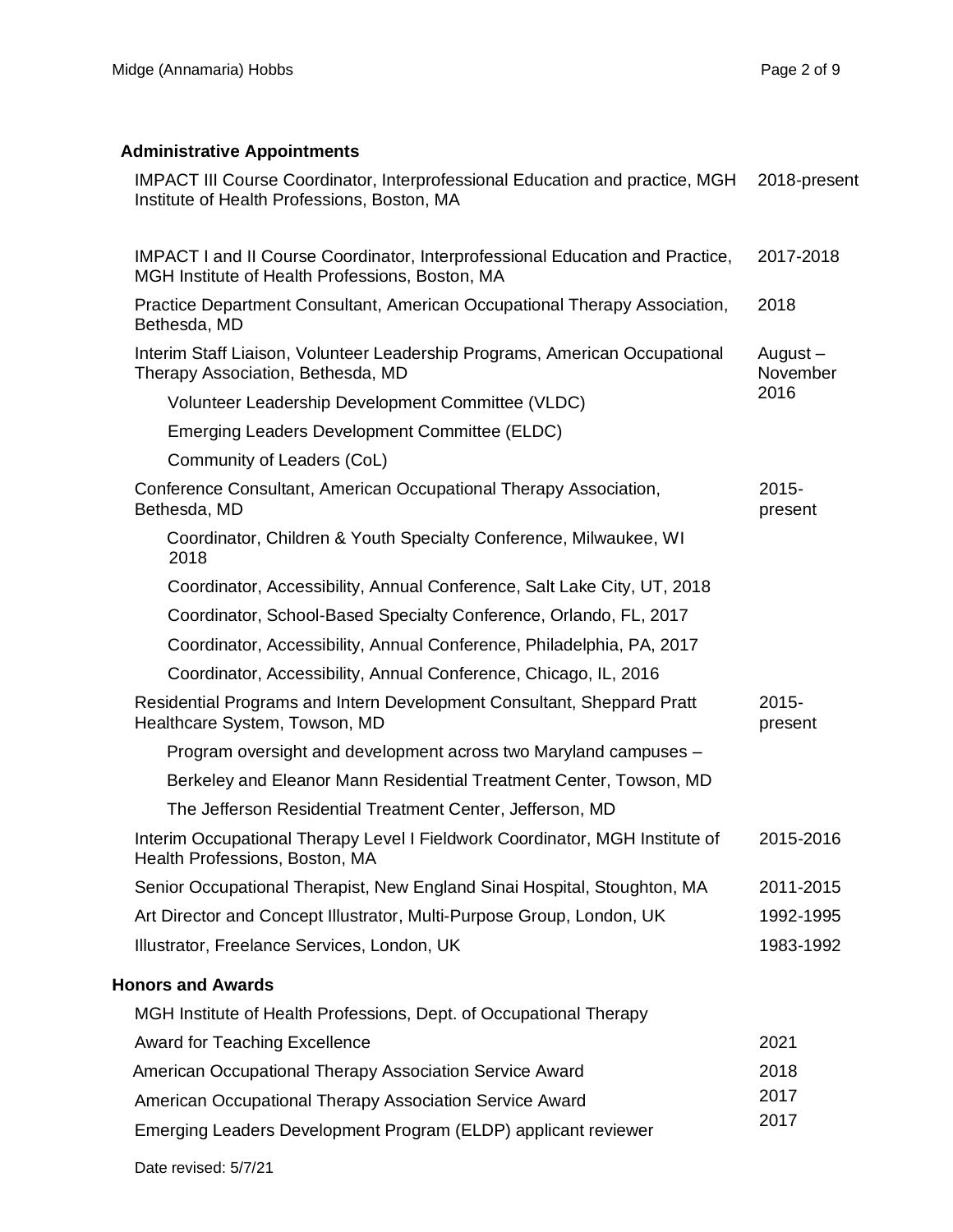## Administrative Appointments

| | |
|---|---|
| IMPACT III Course Coordinator, Interprofessional Education and practice, MGH Institute of Health Professions, Boston, MA | 2018-present |
| IMPACT I and II Course Coordinator, Interprofessional Education and Practice, MGH Institute of Health Professions, Boston, MA | 2017-2018 |
| Practice Department Consultant, American Occupational Therapy Association, Bethesda, MD | 2018 |
| Interim Staff Liaison, Volunteer Leadership Programs, American Occupational Therapy Association, Bethesda, MD | August – November 2016 |
| Volunteer Leadership Development Committee (VLDC) | |
| Emerging Leaders Development Committee (ELDC) | |
| Community of Leaders (CoL) | |
| Conference Consultant, American Occupational Therapy Association, Bethesda, MD | 2015-present |
| Coordinator, Children & Youth Specialty Conference, Milwaukee, WI 2018 | |
| Coordinator, Accessibility, Annual Conference, Salt Lake City, UT, 2018 | |
| Coordinator, School-Based Specialty Conference, Orlando, FL, 2017 | |
| Coordinator, Accessibility, Annual Conference, Philadelphia, PA, 2017 | |
| Coordinator, Accessibility, Annual Conference, Chicago, IL, 2016 | |
| Residential Programs and Intern Development Consultant, Sheppard Pratt Healthcare System, Towson, MD | 2015-present |
| Program oversight and development across two Maryland campuses – | |
| Berkeley and Eleanor Mann Residential Treatment Center, Towson, MD | |
| The Jefferson Residential Treatment Center, Jefferson, MD | |
| Interim Occupational Therapy Level I Fieldwork Coordinator, MGH Institute of Health Professions, Boston, MA | 2015-2016 |
| Senior Occupational Therapist, New England Sinai Hospital, Stoughton, MA | 2011-2015 |
| Art Director and Concept Illustrator, Multi-Purpose Group, London, UK | 1992-1995 |
| Illustrator, Freelance Services, London, UK | 1983-1992 |

## Honors and Awards

| | |
|---|---|
| MGH Institute of Health Professions, Dept. of Occupational Therapy Award for Teaching Excellence | 2021 |
| American Occupational Therapy Association Service Award | 2018 |
| American Occupational Therapy Association Service Award | 2017 |
| Emerging Leaders Development Program (ELDP) applicant reviewer | 2017 |

Date revised: 5/7/21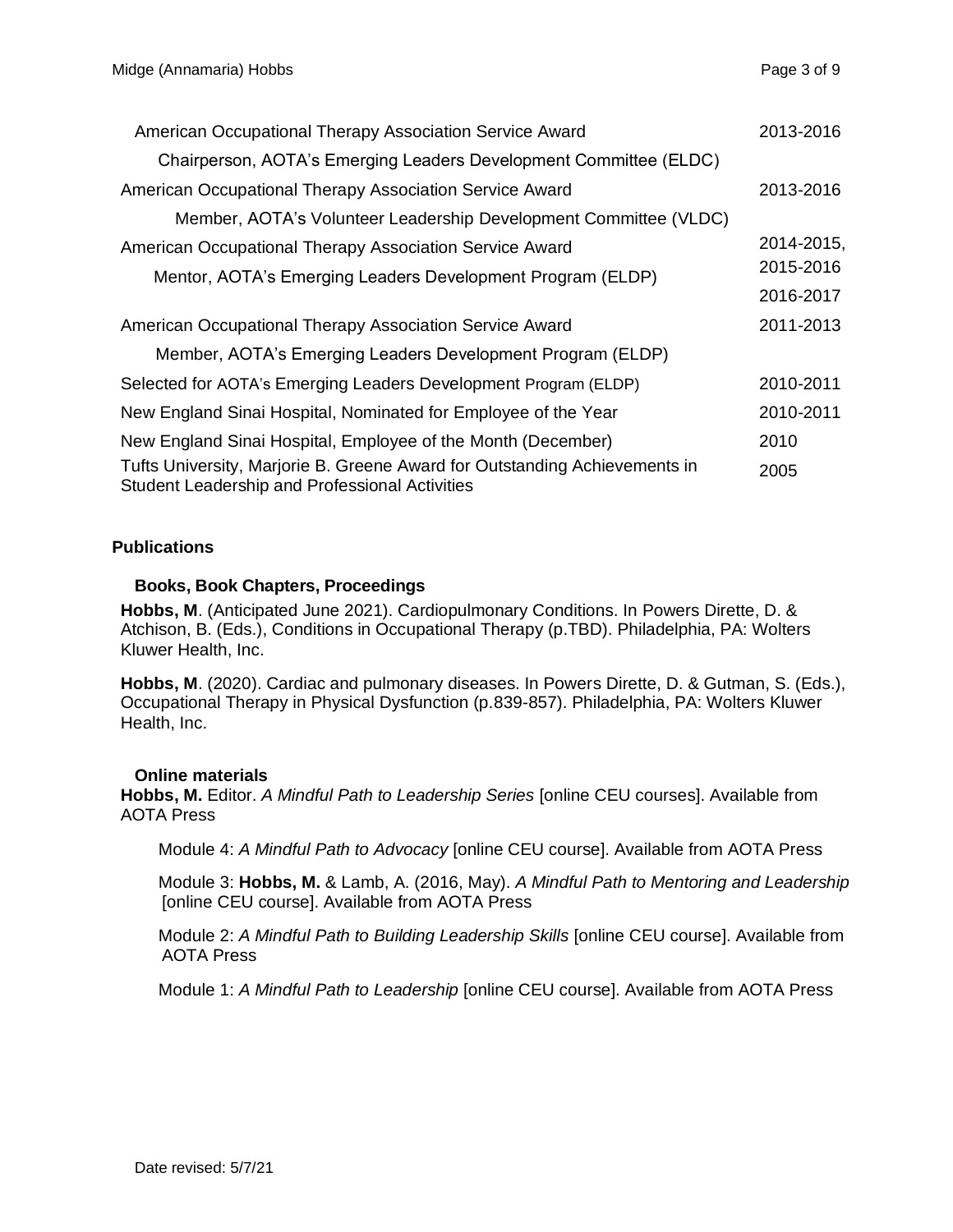| | |
|---|---|
| American Occupational Therapy Association Service Award<br>Chairperson, AOTA's Emerging Leaders Development Committee (ELDC) | 2013-2016 |
| American Occupational Therapy Association Service Award<br>Member, AOTA's Volunteer Leadership Development Committee (VLDC) | 2013-2016 |
| American Occupational Therapy Association Service Award<br>Mentor, AOTA's Emerging Leaders Development Program (ELDP) | 2014-2015,<br>2015-2016<br>2016-2017 |
| American Occupational Therapy Association Service Award<br>Member, AOTA's Emerging Leaders Development Program (ELDP) | 2011-2013 |
| Selected for AOTA's Emerging Leaders Development Program (ELDP) | 2010-2011 |
| New England Sinai Hospital, Nominated for Employee of the Year | 2010-2011 |
| New England Sinai Hospital, Employee of the Month (December) | 2010 |
| Tufts University, Marjorie B. Greene Award for Outstanding Achievements in Student Leadership and Professional Activities | 2005 |

## Publications

### Books, Book Chapters, Proceedings

**Hobbs, M**. (Anticipated June 2021). Cardiopulmonary Conditions. In Powers Dirette, D. & Atchison, B. (Eds.), Conditions in Occupational Therapy (p.TBD). Philadelphia, PA: Wolters Kluwer Health, Inc.

**Hobbs, M**. (2020). Cardiac and pulmonary diseases. In Powers Dirette, D. & Gutman, S. (Eds.), Occupational Therapy in Physical Dysfunction (p.839-857). Philadelphia, PA: Wolters Kluwer Health, Inc.

### Online materials

**Hobbs, M.** Editor. *A Mindful Path to Leadership Series* [online CEU courses]. Available from AOTA Press

Module 4: *A Mindful Path to Advocacy* [online CEU course]. Available from AOTA Press

Module 3: **Hobbs, M.** & Lamb, A. (2016, May). *A Mindful Path to Mentoring and Leadership* [online CEU course]. Available from AOTA Press

Module 2: *A Mindful Path to Building Leadership Skills* [online CEU course]. Available from AOTA Press

Module 1: *A Mindful Path to Leadership* [online CEU course]. Available from AOTA Press

Date revised: 5/7/21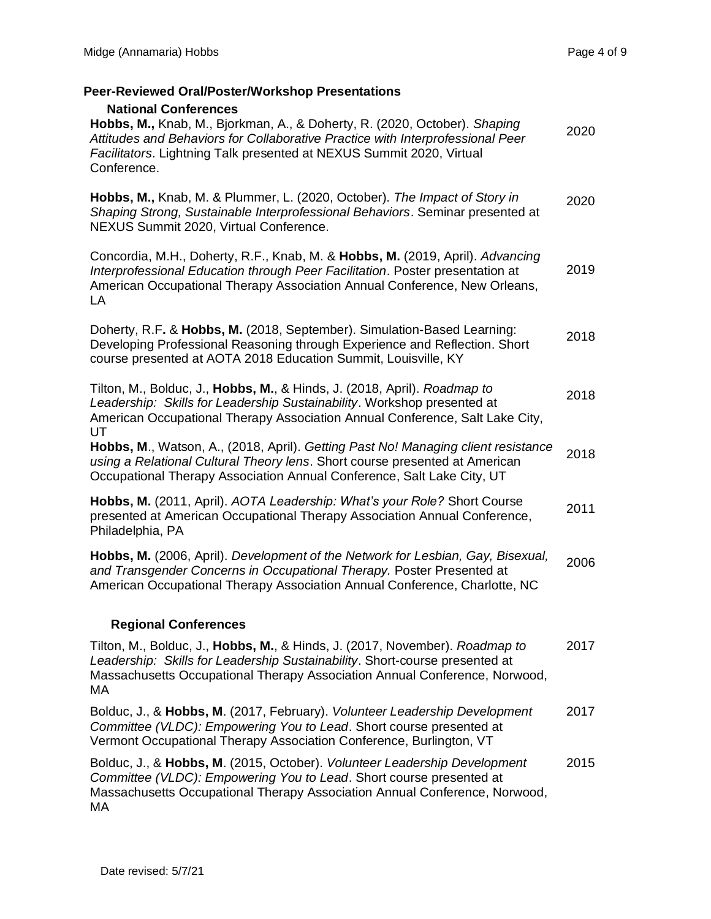## Peer-Reviewed Oral/Poster/Workshop Presentations

### National Conferences

**Hobbs, M.,** Knab, M., Bjorkman, A., & Doherty, R. (2020, October). *Shaping Attitudes and Behaviors for Collaborative Practice with Interprofessional Peer Facilitators*. Lightning Talk presented at NEXUS Summit 2020, Virtual Conference. — 2020

**Hobbs, M.,** Knab, M. & Plummer, L. (2020, October). *The Impact of Story in Shaping Strong, Sustainable Interprofessional Behaviors*. Seminar presented at NEXUS Summit 2020, Virtual Conference. — 2020

Concordia, M.H., Doherty, R.F., Knab, M. & **Hobbs, M.** (2019, April). *Advancing Interprofessional Education through Peer Facilitation*. Poster presentation at American Occupational Therapy Association Annual Conference, New Orleans, LA — 2019

Doherty, R.F**.** & **Hobbs, M.** (2018, September). Simulation-Based Learning: Developing Professional Reasoning through Experience and Reflection. Short course presented at AOTA 2018 Education Summit, Louisville, KY — 2018

Tilton, M., Bolduc, J., **Hobbs, M.**, & Hinds, J. (2018, April). *Roadmap to Leadership: Skills for Leadership Sustainability*. Workshop presented at American Occupational Therapy Association Annual Conference, Salt Lake City, UT — 2018

**Hobbs, M**., Watson, A., (2018, April). *Getting Past No! Managing client resistance using a Relational Cultural Theory lens*. Short course presented at American Occupational Therapy Association Annual Conference, Salt Lake City, UT — 2018

**Hobbs, M.** (2011, April). *AOTA Leadership: What's your Role?* Short Course presented at American Occupational Therapy Association Annual Conference, Philadelphia, PA — 2011

**Hobbs, M.** (2006, April). *Development of the Network for Lesbian, Gay, Bisexual, and Transgender Concerns in Occupational Therapy.* Poster Presented at American Occupational Therapy Association Annual Conference, Charlotte, NC — 2006

### Regional Conferences

Tilton, M., Bolduc, J., **Hobbs, M.**, & Hinds, J. (2017, November). *Roadmap to Leadership: Skills for Leadership Sustainability*. Short-course presented at Massachusetts Occupational Therapy Association Annual Conference, Norwood, MA — 2017

Bolduc, J., & **Hobbs, M**. (2017, February). *Volunteer Leadership Development Committee (VLDC): Empowering You to Lead*. Short course presented at Vermont Occupational Therapy Association Conference, Burlington, VT — 2017

Bolduc, J., & **Hobbs, M**. (2015, October). *Volunteer Leadership Development Committee (VLDC): Empowering You to Lead*. Short course presented at Massachusetts Occupational Therapy Association Annual Conference, Norwood, MA — 2015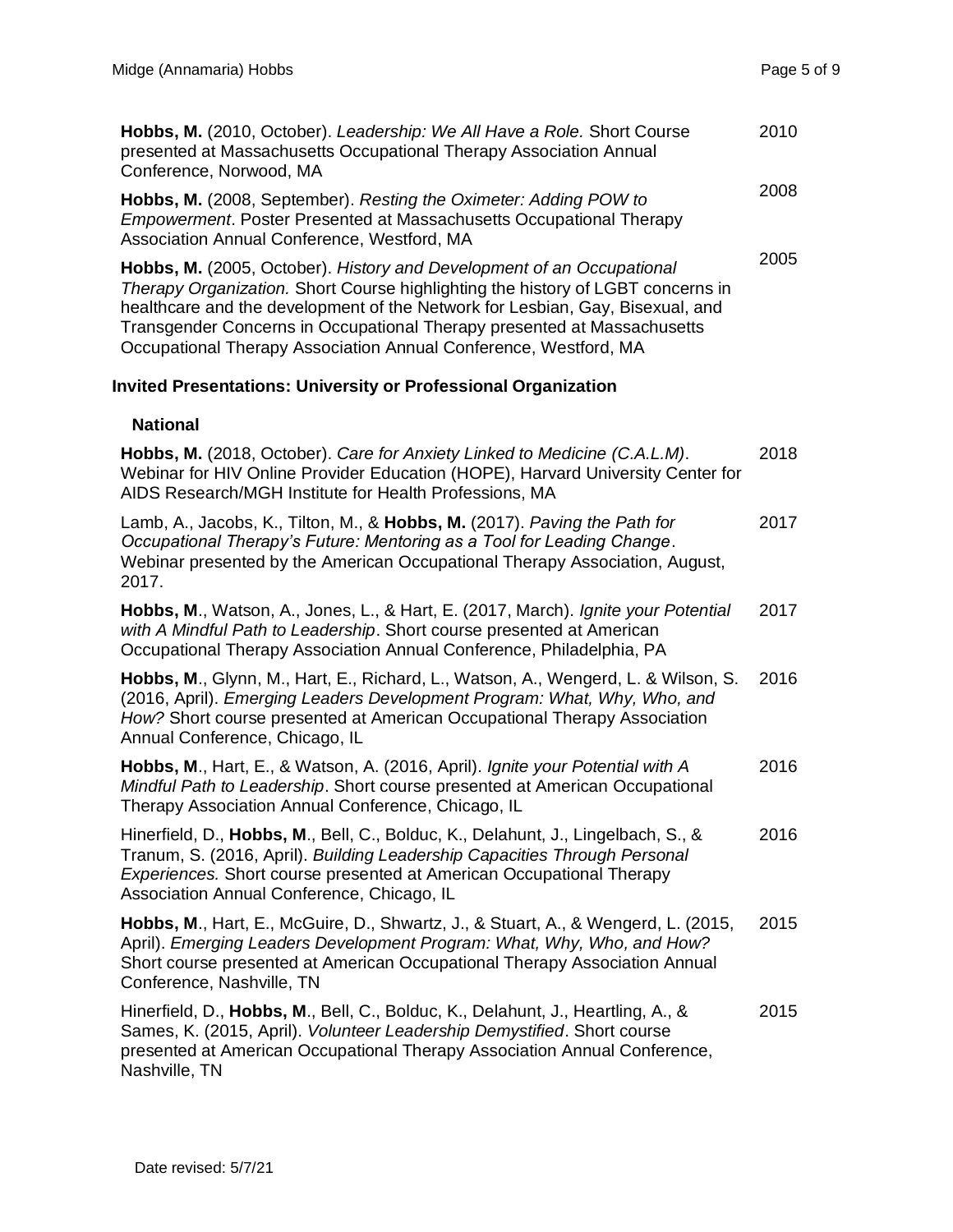**Hobbs, M.** (2010, October). *Leadership: We All Have a Role.* Short Course presented at Massachusetts Occupational Therapy Association Annual Conference, Norwood, MA — 2010

**Hobbs, M.** (2008, September). *Resting the Oximeter: Adding POW to Empowerment*. Poster Presented at Massachusetts Occupational Therapy Association Annual Conference, Westford, MA — 2008

**Hobbs, M.** (2005, October). *History and Development of an Occupational Therapy Organization.* Short Course highlighting the history of LGBT concerns in healthcare and the development of the Network for Lesbian, Gay, Bisexual, and Transgender Concerns in Occupational Therapy presented at Massachusetts Occupational Therapy Association Annual Conference, Westford, MA — 2005

### Invited Presentations: University or Professional Organization

#### National

**Hobbs, M.** (2018, October). *Care for Anxiety Linked to Medicine (C.A.L.M)*. Webinar for HIV Online Provider Education (HOPE), Harvard University Center for AIDS Research/MGH Institute for Health Professions, MA — 2018

Lamb, A., Jacobs, K., Tilton, M., & **Hobbs, M.** (2017). *Paving the Path for Occupational Therapy's Future: Mentoring as a Tool for Leading Change*. Webinar presented by the American Occupational Therapy Association, August, 2017. — 2017

**Hobbs, M**., Watson, A., Jones, L., & Hart, E. (2017, March). *Ignite your Potential with A Mindful Path to Leadership*. Short course presented at American Occupational Therapy Association Annual Conference, Philadelphia, PA — 2017

**Hobbs, M**., Glynn, M., Hart, E., Richard, L., Watson, A., Wengerd, L. & Wilson, S. (2016, April). *Emerging Leaders Development Program: What, Why, Who, and How?* Short course presented at American Occupational Therapy Association Annual Conference, Chicago, IL — 2016

**Hobbs, M**., Hart, E., & Watson, A. (2016, April). *Ignite your Potential with A Mindful Path to Leadership*. Short course presented at American Occupational Therapy Association Annual Conference, Chicago, IL — 2016

Hinerfield, D., **Hobbs, M**., Bell, C., Bolduc, K., Delahunt, J., Lingelbach, S., & Tranum, S. (2016, April). *Building Leadership Capacities Through Personal Experiences.* Short course presented at American Occupational Therapy Association Annual Conference, Chicago, IL — 2016

**Hobbs, M**., Hart, E., McGuire, D., Shwartz, J., & Stuart, A., & Wengerd, L. (2015, April). *Emerging Leaders Development Program: What, Why, Who, and How?* Short course presented at American Occupational Therapy Association Annual Conference, Nashville, TN — 2015

Hinerfield, D., **Hobbs, M**., Bell, C., Bolduc, K., Delahunt, J., Heartling, A., & Sames, K. (2015, April). *Volunteer Leadership Demystified*. Short course presented at American Occupational Therapy Association Annual Conference, Nashville, TN — 2015

Date revised: 5/7/21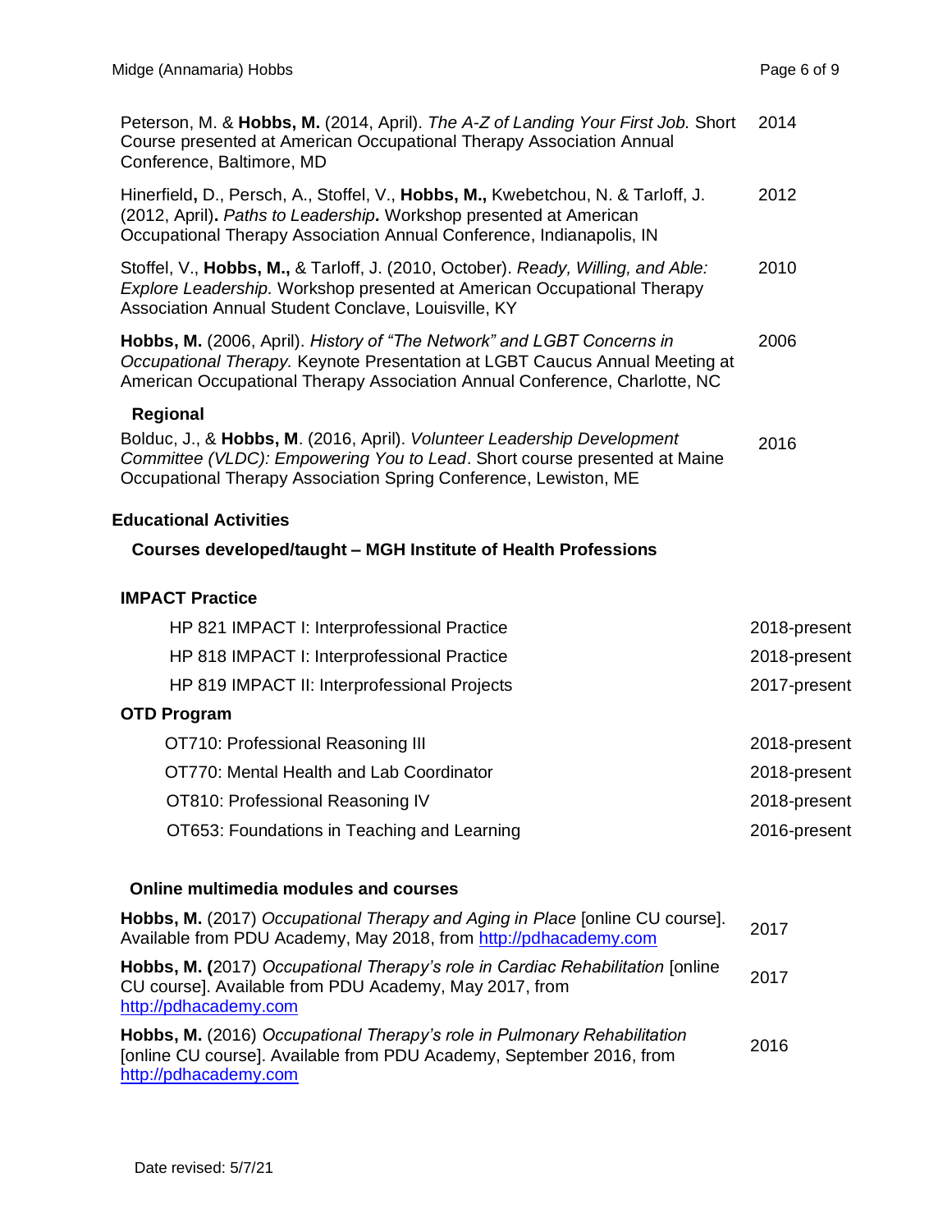Peterson, M. & **Hobbs, M.** (2014, April). *The A-Z of Landing Your First Job.* Short Course presented at American Occupational Therapy Association Annual Conference, Baltimore, MD — 2014

Hinerfield**,** D., Persch, A., Stoffel, V., **Hobbs, M.,** Kwebetchou, N. & Tarloff, J. (2012, April)**.** *Paths to Leadership.* Workshop presented at American Occupational Therapy Association Annual Conference, Indianapolis, IN — 2012

Stoffel, V., **Hobbs, M.,** & Tarloff, J. (2010, October). *Ready, Willing, and Able: Explore Leadership.* Workshop presented at American Occupational Therapy Association Annual Student Conclave, Louisville, KY — 2010

**Hobbs, M.** (2006, April). *History of "The Network" and LGBT Concerns in Occupational Therapy.* Keynote Presentation at LGBT Caucus Annual Meeting at American Occupational Therapy Association Annual Conference, Charlotte, NC — 2006

**Regional**

Bolduc, J., & **Hobbs, M**. (2016, April). *Volunteer Leadership Development Committee (VLDC): Empowering You to Lead*. Short course presented at Maine Occupational Therapy Association Spring Conference, Lewiston, ME — 2016

## Educational Activities

### Courses developed/taught – MGH Institute of Health Professions

**IMPACT Practice**

| Course | Years |
|---|---|
| HP 821 IMPACT I: Interprofessional Practice | 2018-present |
| HP 818 IMPACT I: Interprofessional Practice | 2018-present |
| HP 819 IMPACT II: Interprofessional Projects | 2017-present |

**OTD Program**

| Course | Years |
|---|---|
| OT710: Professional Reasoning III | 2018-present |
| OT770: Mental Health and Lab Coordinator | 2018-present |
| OT810: Professional Reasoning IV | 2018-present |
| OT653: Foundations in Teaching and Learning | 2016-present |

### Online multimedia modules and courses

**Hobbs, M.** (2017) *Occupational Therapy and Aging in Place* [online CU course]. Available from PDU Academy, May 2018, from http://pdhacademy.com — 2017

**Hobbs, M. (**2017) *Occupational Therapy's role in Cardiac Rehabilitation* [online CU course]. Available from PDU Academy, May 2017, from http://pdhacademy.com — 2017

**Hobbs, M.** (2016) *Occupational Therapy's role in Pulmonary Rehabilitation* [online CU course]. Available from PDU Academy, September 2016, from http://pdhacademy.com — 2016

Date revised: 5/7/21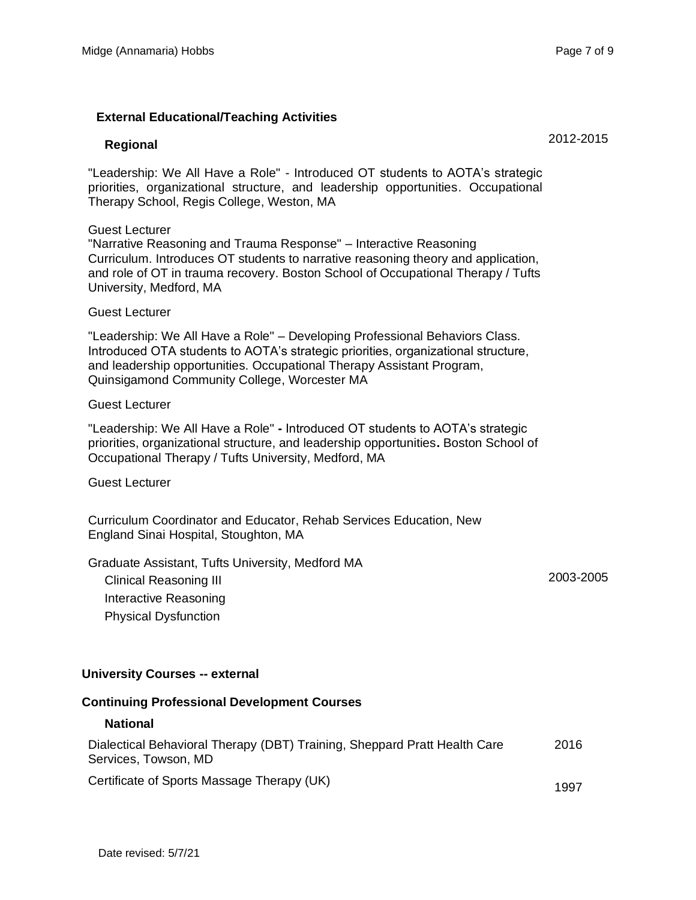### External Educational/Teaching Activities

#### Regional

2012-2015

"Leadership: We All Have a Role" - Introduced OT students to AOTA's strategic priorities, organizational structure, and leadership opportunities. Occupational Therapy School, Regis College, Weston, MA

Guest Lecturer

"Narrative Reasoning and Trauma Response" – Interactive Reasoning Curriculum. Introduces OT students to narrative reasoning theory and application, and role of OT in trauma recovery. Boston School of Occupational Therapy / Tufts University, Medford, MA

Guest Lecturer

"Leadership: We All Have a Role" – Developing Professional Behaviors Class. Introduced OTA students to AOTA's strategic priorities, organizational structure, and leadership opportunities. Occupational Therapy Assistant Program, Quinsigamond Community College, Worcester MA

Guest Lecturer

"Leadership: We All Have a Role" **-** Introduced OT students to AOTA's strategic priorities, organizational structure, and leadership opportunities**.** Boston School of Occupational Therapy / Tufts University, Medford, MA

Guest Lecturer

Curriculum Coordinator and Educator, Rehab Services Education, New England Sinai Hospital, Stoughton, MA

Graduate Assistant, Tufts University, Medford MA — 2003-2005

- Clinical Reasoning III
- Interactive Reasoning
- Physical Dysfunction

### University Courses -- external

### Continuing Professional Development Courses

#### National

| | |
|---|---|
| Dialectical Behavioral Therapy (DBT) Training, Sheppard Pratt Health Care Services, Towson, MD | 2016 |
| Certificate of Sports Massage Therapy (UK) | 1997 |

Date revised: 5/7/21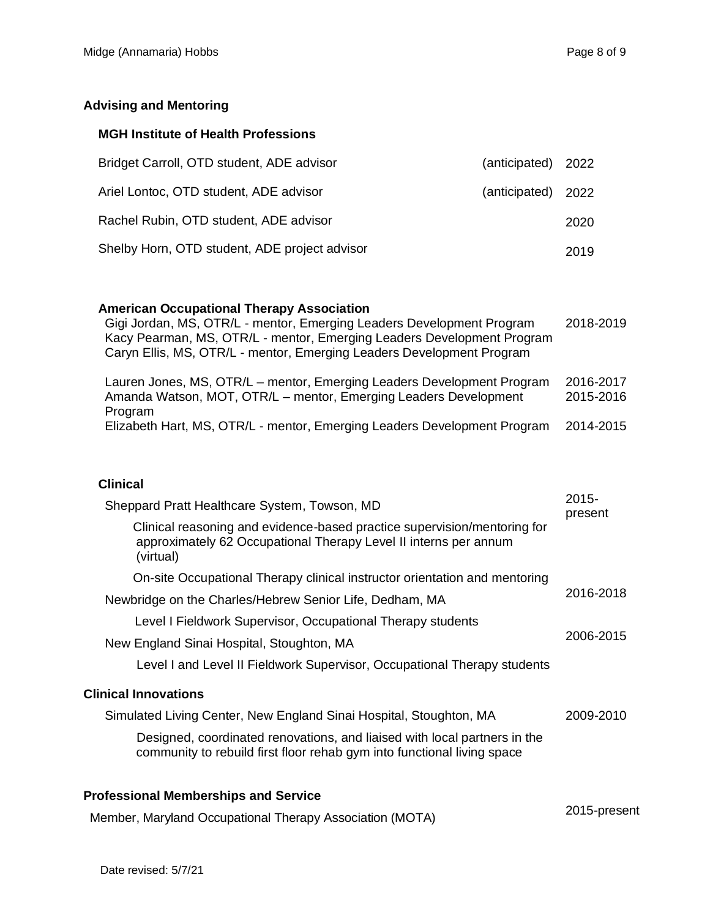## Advising and Mentoring

### MGH Institute of Health Professions

| | | |
|---|---|---|
| Bridget Carroll, OTD student, ADE advisor | (anticipated) | 2022 |
| Ariel Lontoc, OTD student, ADE advisor | (anticipated) | 2022 |
| Rachel Rubin, OTD student, ADE advisor | | 2020 |
| Shelby Horn, OTD student, ADE project advisor | | 2019 |

### American Occupational Therapy Association

| | |
|---|---|
| Gigi Jordan, MS, OTR/L - mentor, Emerging Leaders Development Program | 2018-2019 |
| Kacy Pearman, MS, OTR/L - mentor, Emerging Leaders Development Program | |
| Caryn Ellis, MS, OTR/L - mentor, Emerging Leaders Development Program | |
| Lauren Jones, MS, OTR/L – mentor, Emerging Leaders Development Program | 2016-2017 |
| Amanda Watson, MOT, OTR/L – mentor, Emerging Leaders Development Program | 2015-2016 |
| Elizabeth Hart, MS, OTR/L - mentor, Emerging Leaders Development Program | 2014-2015 |

### Clinical

Sheppard Pratt Healthcare System, Towson, MD — 2015-present

- Clinical reasoning and evidence-based practice supervision/mentoring for approximately 62 Occupational Therapy Level II interns per annum (virtual)
- On-site Occupational Therapy clinical instructor orientation and mentoring

Newbridge on the Charles/Hebrew Senior Life, Dedham, MA — 2016-2018

- Level I Fieldwork Supervisor, Occupational Therapy students

New England Sinai Hospital, Stoughton, MA — 2006-2015

- Level I and Level II Fieldwork Supervisor, Occupational Therapy students

## Clinical Innovations

Simulated Living Center, New England Sinai Hospital, Stoughton, MA — 2009-2010

- Designed, coordinated renovations, and liaised with local partners in the community to rebuild first floor rehab gym into functional living space

## Professional Memberships and Service

| | |
|---|---|
| Member, Maryland Occupational Therapy Association (MOTA) | 2015-present |

Date revised: 5/7/21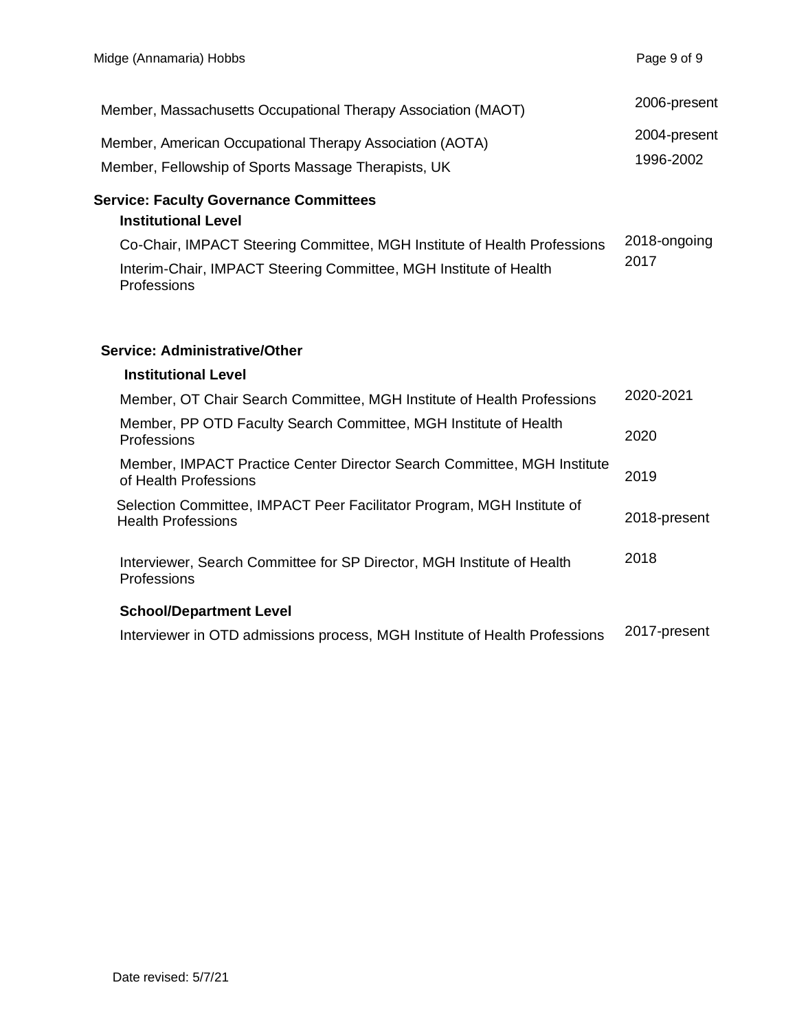| | |
|---|---|
| Member, Massachusetts Occupational Therapy Association (MAOT) | 2006-present |
| Member, American Occupational Therapy Association (AOTA) | 2004-present |
| Member, Fellowship of Sports Massage Therapists, UK | 1996-2002 |

**Service: Faculty Governance Committees**

**Institutional Level**

| | |
|---|---|
| Co-Chair, IMPACT Steering Committee, MGH Institute of Health Professions | 2018-ongoing |
| Interim-Chair, IMPACT Steering Committee, MGH Institute of Health Professions | 2017 |

**Service: Administrative/Other**

**Institutional Level**

| | |
|---|---|
| Member, OT Chair Search Committee, MGH Institute of Health Professions | 2020-2021 |
| Member, PP OTD Faculty Search Committee, MGH Institute of Health Professions | 2020 |
| Member, IMPACT Practice Center Director Search Committee, MGH Institute of Health Professions | 2019 |
| Selection Committee, IMPACT Peer Facilitator Program, MGH Institute of Health Professions | 2018-present |
| Interviewer, Search Committee for SP Director, MGH Institute of Health Professions | 2018 |

**School/Department Level**

| | |
|---|---|
| Interviewer in OTD admissions process, MGH Institute of Health Professions | 2017-present |

Date revised: 5/7/21